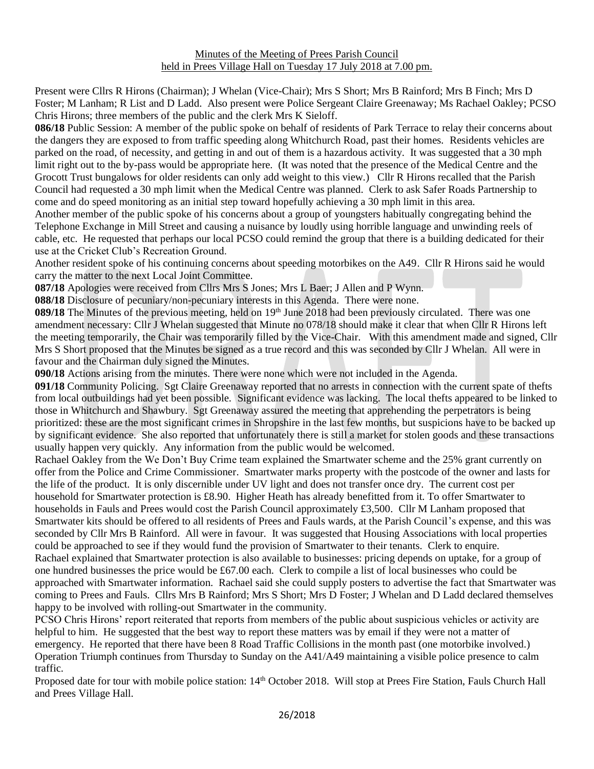Minutes of the Meeting of Prees Parish Council
held in Prees Village Hall on Tuesday 17 July 2018 at 7.00 pm.

Present were Cllrs R Hirons (Chairman); J Whelan (Vice-Chair); Mrs S Short; Mrs B Rainford; Mrs B Finch; Mrs D Foster; M Lanham; R List and D Ladd. Also present were Police Sergeant Claire Greenaway; Ms Rachael Oakley; PCSO Chris Hirons; three members of the public and the clerk Mrs K Sieloff.

**086/18** Public Session: A member of the public spoke on behalf of residents of Park Terrace to relay their concerns about the dangers they are exposed to from traffic speeding along Whitchurch Road, past their homes. Residents vehicles are parked on the road, of necessity, and getting in and out of them is a hazardous activity. It was suggested that a 30 mph limit right out to the by-pass would be appropriate here. (It was noted that the presence of the Medical Centre and the Grocott Trust bungalows for older residents can only add weight to this view.) Cllr R Hirons recalled that the Parish Council had requested a 30 mph limit when the Medical Centre was planned. Clerk to ask Safer Roads Partnership to come and do speed monitoring as an initial step toward hopefully achieving a 30 mph limit in this area.

Another member of the public spoke of his concerns about a group of youngsters habitually congregating behind the Telephone Exchange in Mill Street and causing a nuisance by loudly using horrible language and unwinding reels of cable, etc. He requested that perhaps our local PCSO could remind the group that there is a building dedicated for their use at the Cricket Club's Recreation Ground.

Another resident spoke of his continuing concerns about speeding motorbikes on the A49. Cllr R Hirons said he would carry the matter to the next Local Joint Committee.

**087/18** Apologies were received from Cllrs Mrs S Jones; Mrs L Baer; J Allen and P Wynn.

**088/18** Disclosure of pecuniary/non-pecuniary interests in this Agenda. There were none.

**089/18** The Minutes of the previous meeting, held on 19th June 2018 had been previously circulated. There was one amendment necessary: Cllr J Whelan suggested that Minute no 078/18 should make it clear that when Cllr R Hirons left the meeting temporarily, the Chair was temporarily filled by the Vice-Chair. With this amendment made and signed, Cllr Mrs S Short proposed that the Minutes be signed as a true record and this was seconded by Cllr J Whelan. All were in favour and the Chairman duly signed the Minutes.

**090/18** Actions arising from the minutes. There were none which were not included in the Agenda.

**091/18** Community Policing. Sgt Claire Greenaway reported that no arrests in connection with the current spate of thefts from local outbuildings had yet been possible. Significant evidence was lacking. The local thefts appeared to be linked to those in Whitchurch and Shawbury. Sgt Greenaway assured the meeting that apprehending the perpetrators is being prioritized: these are the most significant crimes in Shropshire in the last few months, but suspicions have to be backed up by significant evidence. She also reported that unfortunately there is still a market for stolen goods and these transactions usually happen very quickly. Any information from the public would be welcomed.

Rachael Oakley from the We Don't Buy Crime team explained the Smartwater scheme and the 25% grant currently on offer from the Police and Crime Commissioner. Smartwater marks property with the postcode of the owner and lasts for the life of the product. It is only discernible under UV light and does not transfer once dry. The current cost per household for Smartwater protection is £8.90. Higher Heath has already benefitted from it. To offer Smartwater to households in Fauls and Prees would cost the Parish Council approximately £3,500. Cllr M Lanham proposed that Smartwater kits should be offered to all residents of Prees and Fauls wards, at the Parish Council's expense, and this was seconded by Cllr Mrs B Rainford. All were in favour. It was suggested that Housing Associations with local properties could be approached to see if they would fund the provision of Smartwater to their tenants. Clerk to enquire.

Rachael explained that Smartwater protection is also available to businesses: pricing depends on uptake, for a group of one hundred businesses the price would be £67.00 each. Clerk to compile a list of local businesses who could be approached with Smartwater information. Rachael said she could supply posters to advertise the fact that Smartwater was coming to Prees and Fauls. Cllrs Mrs B Rainford; Mrs S Short; Mrs D Foster; J Whelan and D Ladd declared themselves happy to be involved with rolling-out Smartwater in the community.

PCSO Chris Hirons' report reiterated that reports from members of the public about suspicious vehicles or activity are helpful to him. He suggested that the best way to report these matters was by email if they were not a matter of emergency. He reported that there have been 8 Road Traffic Collisions in the month past (one motorbike involved.) Operation Triumph continues from Thursday to Sunday on the A41/A49 maintaining a visible police presence to calm traffic.

Proposed date for tour with mobile police station: 14th October 2018. Will stop at Prees Fire Station, Fauls Church Hall and Prees Village Hall.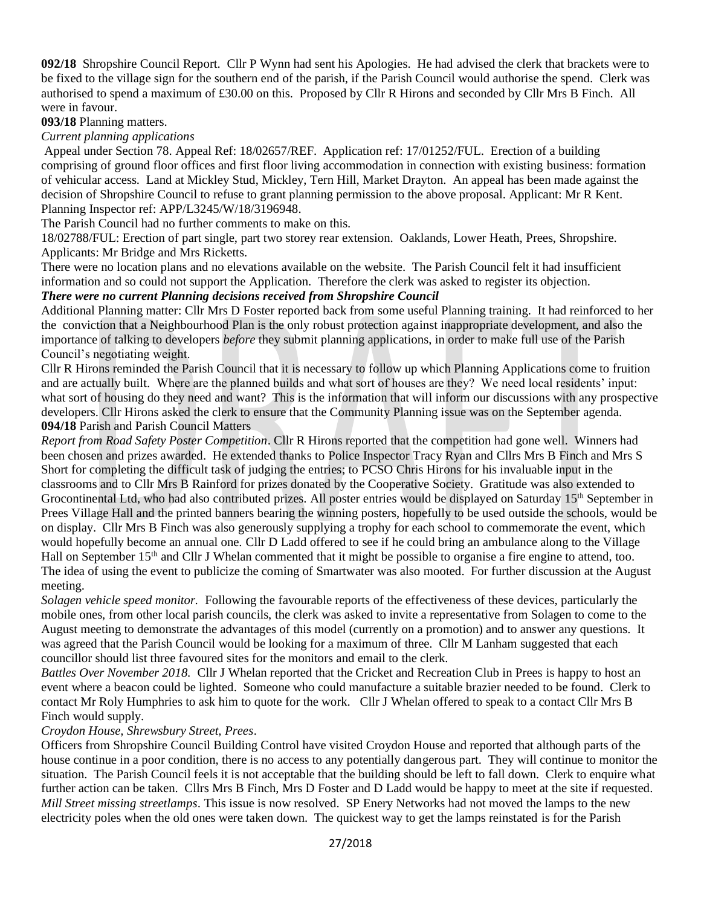**092/18** Shropshire Council Report. Cllr P Wynn had sent his Apologies. He had advised the clerk that brackets were to be fixed to the village sign for the southern end of the parish, if the Parish Council would authorise the spend. Clerk was authorised to spend a maximum of £30.00 on this. Proposed by Cllr R Hirons and seconded by Cllr Mrs B Finch. All were in favour.

**093/18** Planning matters.

*Current planning applications*

Appeal under Section 78. Appeal Ref: 18/02657/REF. Application ref: 17/01252/FUL. Erection of a building comprising of ground floor offices and first floor living accommodation in connection with existing business: formation of vehicular access. Land at Mickley Stud, Mickley, Tern Hill, Market Drayton. An appeal has been made against the decision of Shropshire Council to refuse to grant planning permission to the above proposal. Applicant: Mr R Kent. Planning Inspector ref: APP/L3245/W/18/3196948.

The Parish Council had no further comments to make on this.

18/02788/FUL: Erection of part single, part two storey rear extension. Oaklands, Lower Heath, Prees, Shropshire. Applicants: Mr Bridge and Mrs Ricketts.

There were no location plans and no elevations available on the website. The Parish Council felt it had insufficient information and so could not support the Application. Therefore the clerk was asked to register its objection.

***There were no current Planning decisions received from Shropshire Council***

Additional Planning matter: Cllr Mrs D Foster reported back from some useful Planning training. It had reinforced to her the conviction that a Neighbourhood Plan is the only robust protection against inappropriate development, and also the importance of talking to developers *before* they submit planning applications, in order to make full use of the Parish Council's negotiating weight.

Cllr R Hirons reminded the Parish Council that it is necessary to follow up which Planning Applications come to fruition and are actually built. Where are the planned builds and what sort of houses are they? We need local residents' input: what sort of housing do they need and want? This is the information that will inform our discussions with any prospective developers. Cllr Hirons asked the clerk to ensure that the Community Planning issue was on the September agenda.

**094/18** Parish and Parish Council Matters

*Report from Road Safety Poster Competition*. Cllr R Hirons reported that the competition had gone well. Winners had been chosen and prizes awarded. He extended thanks to Police Inspector Tracy Ryan and Cllrs Mrs B Finch and Mrs S Short for completing the difficult task of judging the entries; to PCSO Chris Hirons for his invaluable input in the classrooms and to Cllr Mrs B Rainford for prizes donated by the Cooperative Society. Gratitude was also extended to Grocontinental Ltd, who had also contributed prizes. All poster entries would be displayed on Saturday 15th September in Prees Village Hall and the printed banners bearing the winning posters, hopefully to be used outside the schools, would be on display. Cllr Mrs B Finch was also generously supplying a trophy for each school to commemorate the event, which would hopefully become an annual one. Cllr D Ladd offered to see if he could bring an ambulance along to the Village Hall on September 15th and Cllr J Whelan commented that it might be possible to organise a fire engine to attend, too. The idea of using the event to publicize the coming of Smartwater was also mooted. For further discussion at the August meeting.

*Solagen vehicle speed monitor.* Following the favourable reports of the effectiveness of these devices, particularly the mobile ones, from other local parish councils, the clerk was asked to invite a representative from Solagen to come to the August meeting to demonstrate the advantages of this model (currently on a promotion) and to answer any questions. It was agreed that the Parish Council would be looking for a maximum of three. Cllr M Lanham suggested that each councillor should list three favoured sites for the monitors and email to the clerk.

*Battles Over November 2018.* Cllr J Whelan reported that the Cricket and Recreation Club in Prees is happy to host an event where a beacon could be lighted. Someone who could manufacture a suitable brazier needed to be found. Clerk to contact Mr Roly Humphries to ask him to quote for the work. Cllr J Whelan offered to speak to a contact Cllr Mrs B Finch would supply.

*Croydon House, Shrewsbury Street, Prees*.

Officers from Shropshire Council Building Control have visited Croydon House and reported that although parts of the house continue in a poor condition, there is no access to any potentially dangerous part. They will continue to monitor the situation. The Parish Council feels it is not acceptable that the building should be left to fall down. Clerk to enquire what further action can be taken. Cllrs Mrs B Finch, Mrs D Foster and D Ladd would be happy to meet at the site if requested.

*Mill Street missing streetlamps*. This issue is now resolved. SP Enery Networks had not moved the lamps to the new electricity poles when the old ones were taken down. The quickest way to get the lamps reinstated is for the Parish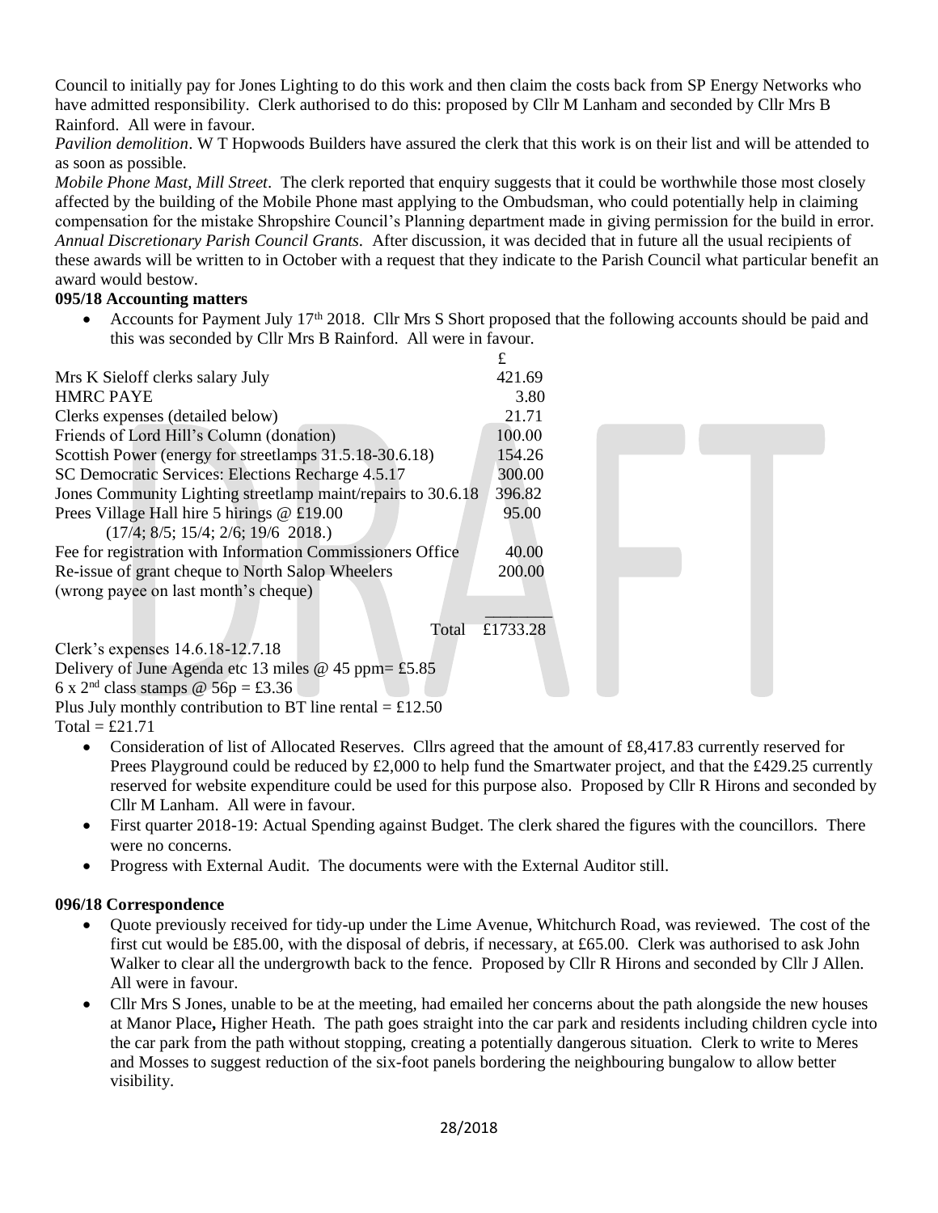Council to initially pay for Jones Lighting to do this work and then claim the costs back from SP Energy Networks who have admitted responsibility. Clerk authorised to do this: proposed by Cllr M Lanham and seconded by Cllr Mrs B Rainford. All were in favour.

*Pavilion demolition*. W T Hopwoods Builders have assured the clerk that this work is on their list and will be attended to as soon as possible.

*Mobile Phone Mast, Mill Street*. The clerk reported that enquiry suggests that it could be worthwhile those most closely affected by the building of the Mobile Phone mast applying to the Ombudsman, who could potentially help in claiming compensation for the mistake Shropshire Council's Planning department made in giving permission for the build in error.

*Annual Discretionary Parish Council Grants*. After discussion, it was decided that in future all the usual recipients of these awards will be written to in October with a request that they indicate to the Parish Council what particular benefit an award would bestow.

**095/18 Accounting matters**

- Accounts for Payment July 17th 2018. Cllr Mrs S Short proposed that the following accounts should be paid and this was seconded by Cllr Mrs B Rainford. All were in favour.

| | £ |
|---|---|
| Mrs K Sieloff clerks salary July | 421.69 |
| HMRC PAYE | 3.80 |
| Clerks expenses (detailed below) | 21.71 |
| Friends of Lord Hill's Column (donation) | 100.00 |
| Scottish Power (energy for streetlamps 31.5.18-30.6.18) | 154.26 |
| SC Democratic Services: Elections Recharge 4.5.17 | 300.00 |
| Jones Community Lighting streetlamp maint/repairs to 30.6.18 | 396.82 |
| Prees Village Hall hire 5 hirings @ £19.00 (17/4; 8/5; 15/4; 2/6; 19/6 2018.) | 95.00 |
| Fee for registration with Information Commissioners Office | 40.00 |
| Re-issue of grant cheque to North Salop Wheelers (wrong payee on last month's cheque) | 200.00 |
| Total | £1733.28 |

Clerk's expenses 14.6.18-12.7.18
Delivery of June Agenda etc 13 miles @ 45 ppm= £5.85
6 x 2nd class stamps @ 56p = £3.36
Plus July monthly contribution to BT line rental = £12.50
Total = £21.71

- Consideration of list of Allocated Reserves. Cllrs agreed that the amount of £8,417.83 currently reserved for Prees Playground could be reduced by £2,000 to help fund the Smartwater project, and that the £429.25 currently reserved for website expenditure could be used for this purpose also. Proposed by Cllr R Hirons and seconded by Cllr M Lanham. All were in favour.
- First quarter 2018-19: Actual Spending against Budget. The clerk shared the figures with the councillors. There were no concerns.
- Progress with External Audit. The documents were with the External Auditor still.

**096/18 Correspondence**

- Quote previously received for tidy-up under the Lime Avenue, Whitchurch Road, was reviewed. The cost of the first cut would be £85.00, with the disposal of debris, if necessary, at £65.00. Clerk was authorised to ask John Walker to clear all the undergrowth back to the fence. Proposed by Cllr R Hirons and seconded by Cllr J Allen. All were in favour.
- Cllr Mrs S Jones, unable to be at the meeting, had emailed her concerns about the path alongside the new houses at Manor Place**,** Higher Heath. The path goes straight into the car park and residents including children cycle into the car park from the path without stopping, creating a potentially dangerous situation. Clerk to write to Meres and Mosses to suggest reduction of the six-foot panels bordering the neighbouring bungalow to allow better visibility.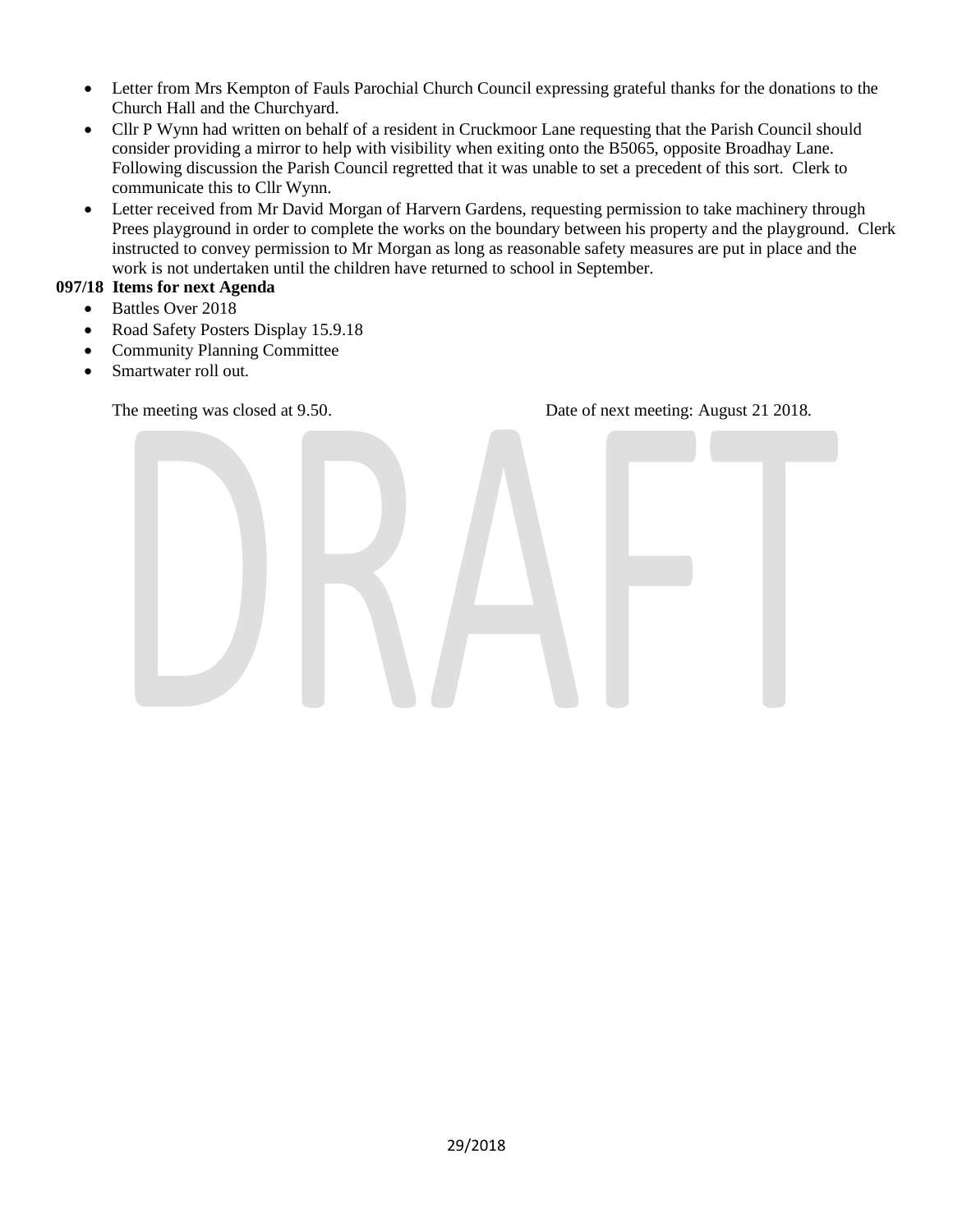- Letter from Mrs Kempton of Fauls Parochial Church Council expressing grateful thanks for the donations to the Church Hall and the Churchyard.
- Cllr P Wynn had written on behalf of a resident in Cruckmoor Lane requesting that the Parish Council should consider providing a mirror to help with visibility when exiting onto the B5065, opposite Broadhay Lane. Following discussion the Parish Council regretted that it was unable to set a precedent of this sort. Clerk to communicate this to Cllr Wynn.
- Letter received from Mr David Morgan of Harvern Gardens, requesting permission to take machinery through Prees playground in order to complete the works on the boundary between his property and the playground. Clerk instructed to convey permission to Mr Morgan as long as reasonable safety measures are put in place and the work is not undertaken until the children have returned to school in September.

**097/18 Items for next Agenda**

- Battles Over 2018
- Road Safety Posters Display 15.9.18
- Community Planning Committee
- Smartwater roll out.

The meeting was closed at 9.50. Date of next meeting: August 21 2018.

DRAFT